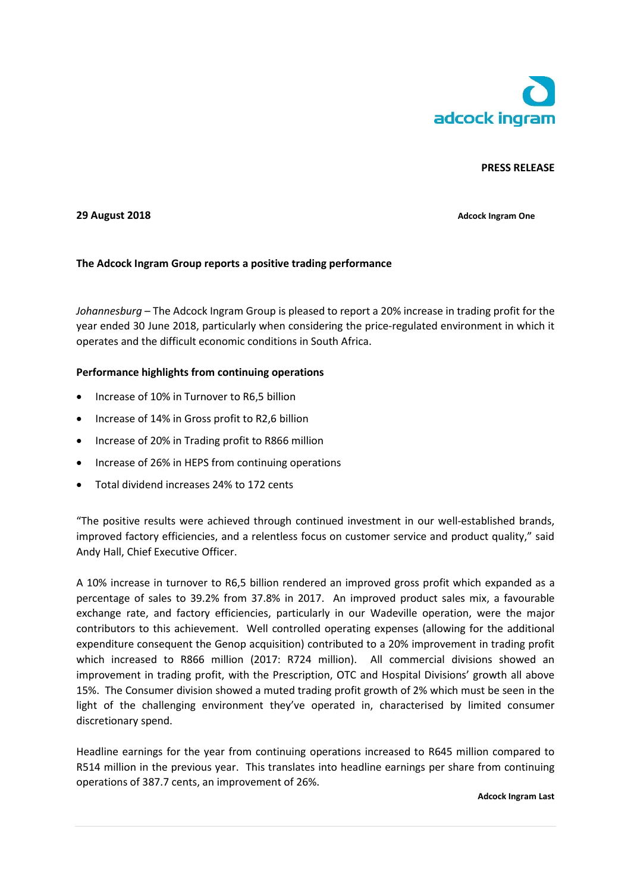adcock ingram

**PRESS RELEASE**

**29 August 2018**

**Adcock Ingram One**

**The Adcock Ingram Group reports a positive trading performance**

*Johannesburg* – The Adcock Ingram Group is pleased to report a 20% increase in trading profit for the year ended 30 June 2018, particularly when considering the price-regulated environment in which it operates and the difficult economic conditions in South Africa.

**Performance highlights from continuing operations**

- Increase of 10% in Turnover to R6,5 billion
- Increase of 14% in Gross profit to R2,6 billion
- Increase of 20% in Trading profit to R866 million
- Increase of 26% in HEPS from continuing operations
- Total dividend increases 24% to 172 cents

"The positive results were achieved through continued investment in our well-established brands, improved factory efficiencies, and a relentless focus on customer service and product quality," said Andy Hall, Chief Executive Officer.

A 10% increase in turnover to R6,5 billion rendered an improved gross profit which expanded as a percentage of sales to 39.2% from 37.8% in 2017. An improved product sales mix, a favourable exchange rate, and factory efficiencies, particularly in our Wadeville operation, were the major contributors to this achievement. Well controlled operating expenses (allowing for the additional expenditure consequent the Genop acquisition) contributed to a 20% improvement in trading profit which increased to R866 million (2017: R724 million). All commercial divisions showed an improvement in trading profit, with the Prescription, OTC and Hospital Divisions' growth all above 15%. The Consumer division showed a muted trading profit growth of 2% which must be seen in the light of the challenging environment they've operated in, characterised by limited consumer discretionary spend.

Headline earnings for the year from continuing operations increased to R645 million compared to R514 million in the previous year. This translates into headline earnings per share from continuing operations of 387.7 cents, an improvement of 26%.

**Adcock Ingram Last**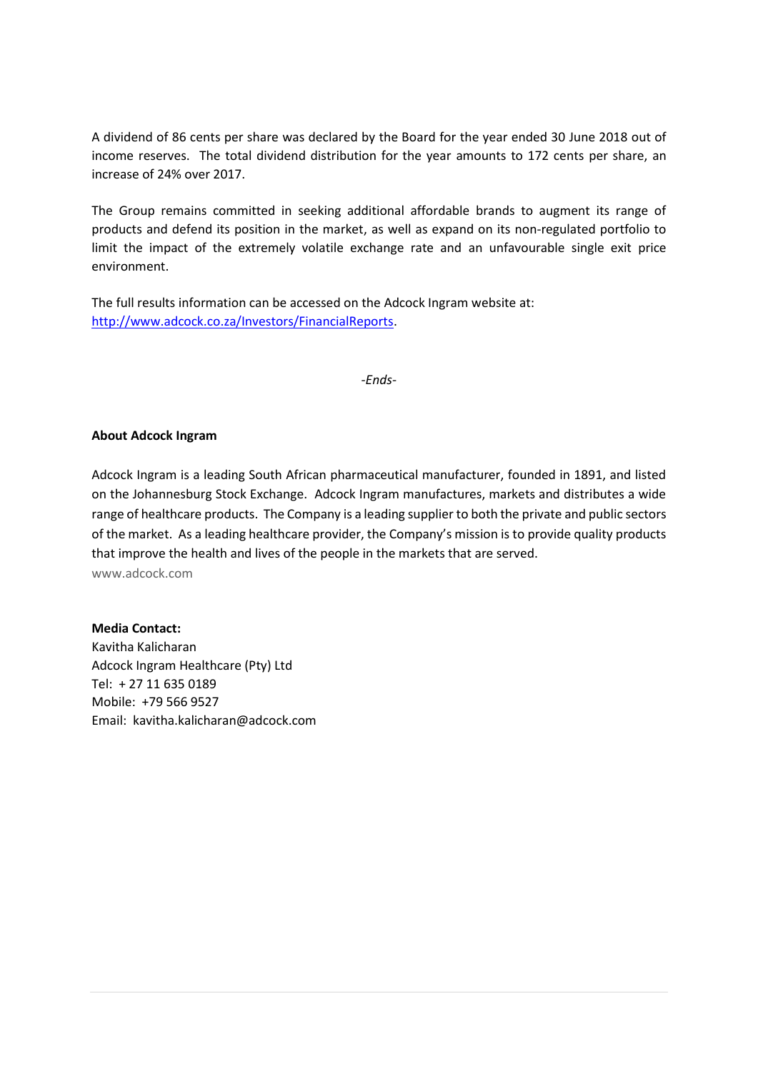A dividend of 86 cents per share was declared by the Board for the year ended 30 June 2018 out of income reserves. The total dividend distribution for the year amounts to 172 cents per share, an increase of 24% over 2017.

The Group remains committed in seeking additional affordable brands to augment its range of products and defend its position in the market, as well as expand on its non-regulated portfolio to limit the impact of the extremely volatile exchange rate and an unfavourable single exit price environment.

The full results information can be accessed on the Adcock Ingram website at: [http://www.adcock.co.za/Investors/FinancialReports](http://www.adcock.co.za/Investors/FinancialReports).

*-Ends-*

**About Adcock Ingram**

Adcock Ingram is a leading South African pharmaceutical manufacturer, founded in 1891, and listed on the Johannesburg Stock Exchange. Adcock Ingram manufactures, markets and distributes a wide range of healthcare products. The Company is a leading supplier to both the private and public sectors of the market. As a leading healthcare provider, the Company's mission is to provide quality products that improve the health and lives of the people in the markets that are served.
www.adcock.com

**Media Contact:**
Kavitha Kalicharan
Adcock Ingram Healthcare (Pty) Ltd
Tel: + 27 11 635 0189
Mobile: +79 566 9527
Email: kavitha.kalicharan@adcock.com